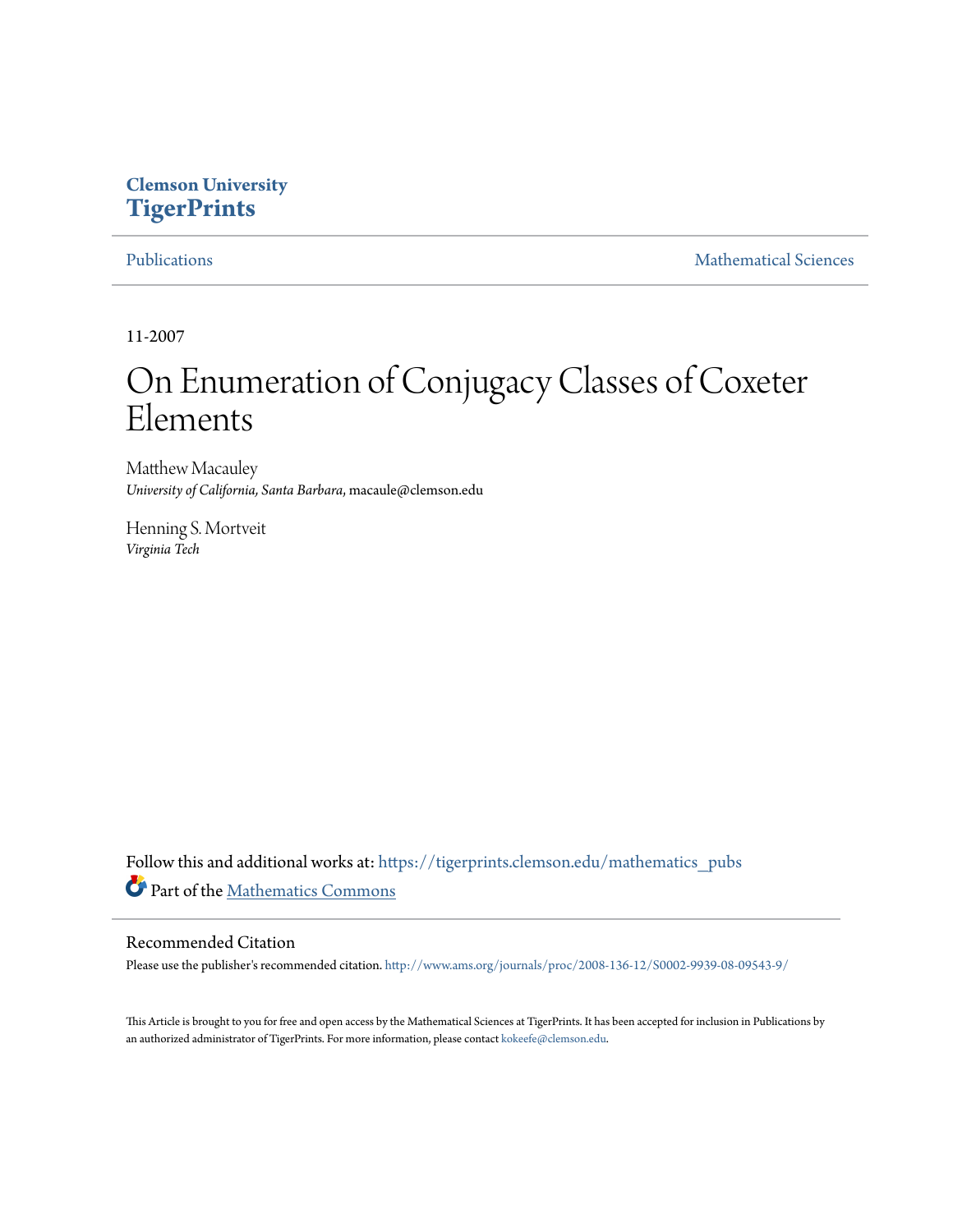Clemson University
**TigerPrints**

Publications | Mathematical Sciences

11-2007

# On Enumeration of Conjugacy Classes of Coxeter Elements

Matthew Macauley
*University of California, Santa Barbara*, macaule@clemson.edu

Henning S. Mortveit
*Virginia Tech*

Follow this and additional works at: https://tigerprints.clemson.edu/mathematics_pubs

Part of the Mathematics Commons

## Recommended Citation

Please use the publisher's recommended citation. http://www.ams.org/journals/proc/2008-136-12/S0002-9939-08-09543-9/

This Article is brought to you for free and open access by the Mathematical Sciences at TigerPrints. It has been accepted for inclusion in Publications by an authorized administrator of TigerPrints. For more information, please contact kokeefe@clemson.edu.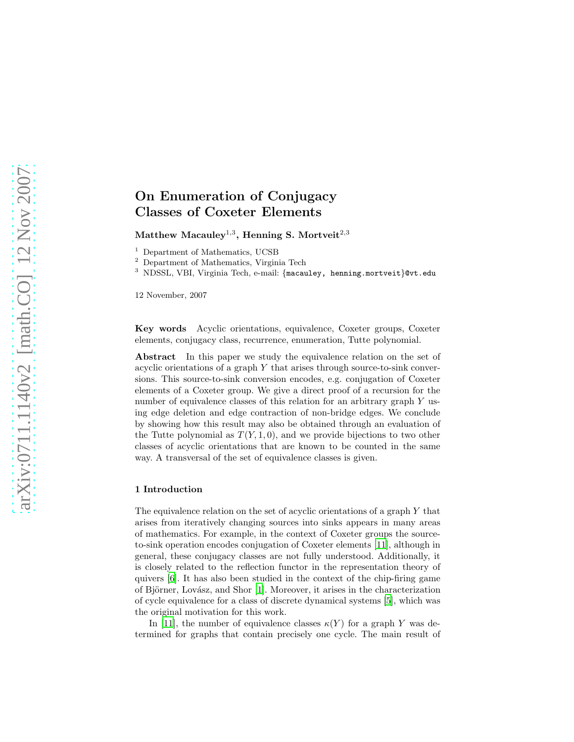# On Enumeration of Conjugacy Classes of Coxeter Elements

**Matthew Macauley**[1,3], **Henning S. Mortveit**[2,3]

[1] Department of Mathematics, UCSB

[2] Department of Mathematics, Virginia Tech

[3] NDSSL, VBI, Virginia Tech, e-mail: {macauley, henning.mortveit}@vt.edu

12 November, 2007

**Key words** Acyclic orientations, equivalence, Coxeter groups, Coxeter elements, conjugacy class, recurrence, enumeration, Tutte polynomial.

**Abstract** In this paper we study the equivalence relation on the set of acyclic orientations of a graph $Y$ that arises through source-to-sink conversions. This source-to-sink conversion encodes, e.g. conjugation of Coxeter elements of a Coxeter group. We give a direct proof of a recursion for the number of equivalence classes of this relation for an arbitrary graph $Y$ using edge deletion and edge contraction of non-bridge edges. We conclude by showing how this result may also be obtained through an evaluation of the Tutte polynomial as $T(Y, 1, 0)$, and we provide bijections to two other classes of acyclic orientations that are known to be counted in the same way. A transversal of the set of equivalence classes is given.

## 1 Introduction

The equivalence relation on the set of acyclic orientations of a graph $Y$ that arises from iteratively changing sources into sinks appears in many areas of mathematics. For example, in the context of Coxeter groups the source-to-sink operation encodes conjugation of Coxeter elements [11], although in general, these conjugacy classes are not fully understood. Additionally, it is closely related to the reflection functor in the representation theory of quivers [6]. It has also been studied in the context of the chip-firing game of Björner, Lovász, and Shor [1]. Moreover, it arises in the characterization of cycle equivalence for a class of discrete dynamical systems [5], which was the original motivation for this work.

In [11], the number of equivalence classes $\kappa(Y)$ for a graph $Y$ was determined for graphs that contain precisely one cycle. The main result of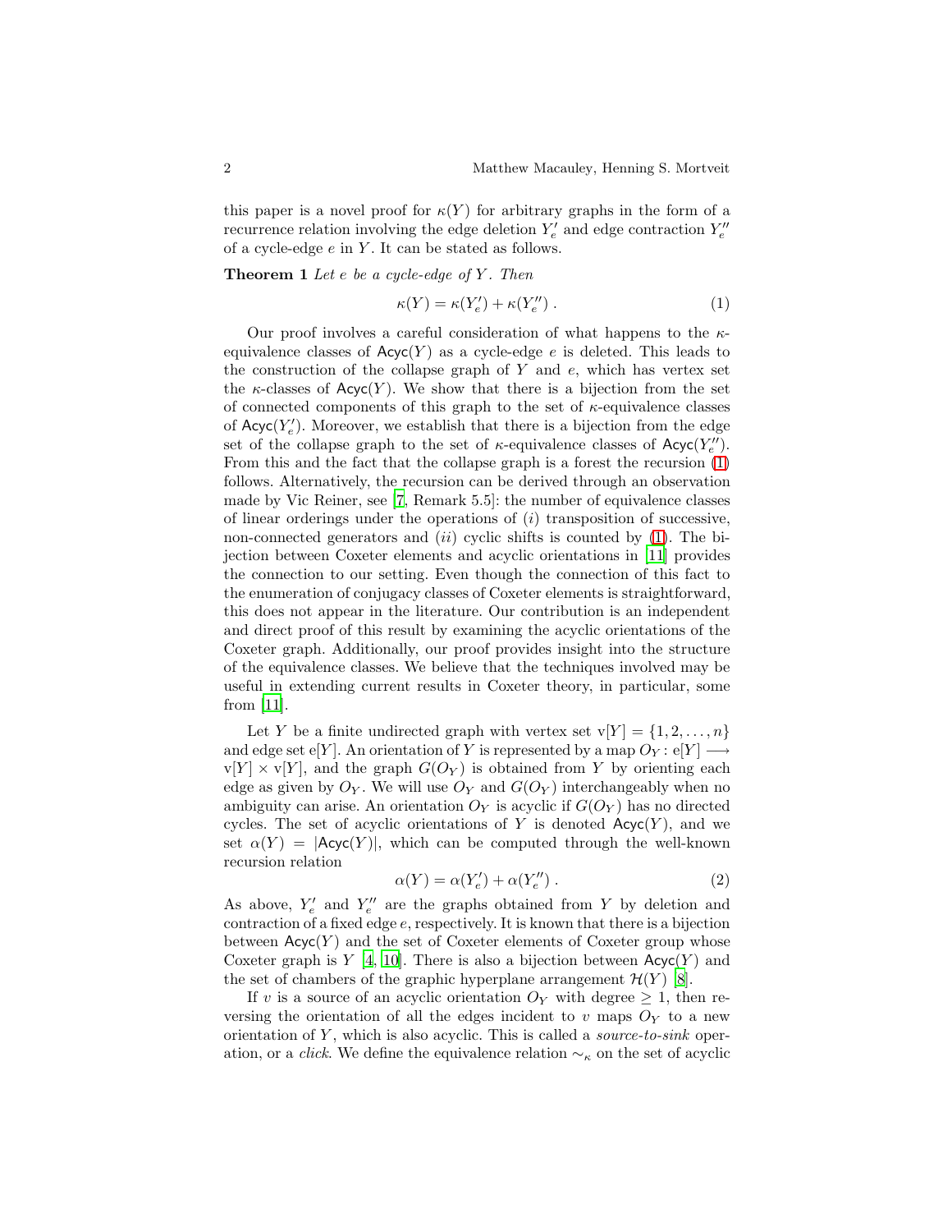this paper is a novel proof for $\kappa(Y)$ for arbitrary graphs in the form of a recurrence relation involving the edge deletion $Y'_e$ and edge contraction $Y''_e$ of a cycle-edge $e$ in $Y$. It can be stated as follows.

**Theorem 1** *Let $e$ be a cycle-edge of $Y$. Then*

$$\kappa(Y) = \kappa(Y'_e) + \kappa(Y''_e)\ . \tag{1}$$

Our proof involves a careful consideration of what happens to the $\kappa$-equivalence classes of $\mathsf{Acyc}(Y)$ as a cycle-edge $e$ is deleted. This leads to the construction of the collapse graph of $Y$ and $e$, which has vertex set the $\kappa$-classes of $\mathsf{Acyc}(Y)$. We show that there is a bijection from the set of connected components of this graph to the set of $\kappa$-equivalence classes of $\mathsf{Acyc}(Y'_e)$. Moreover, we establish that there is a bijection from the edge set of the collapse graph to the set of $\kappa$-equivalence classes of $\mathsf{Acyc}(Y''_e)$. From this and the fact that the collapse graph is a forest the recursion (1) follows. Alternatively, the recursion can be derived through an observation made by Vic Reiner, see [7, Remark 5.5]: the number of equivalence classes of linear orderings under the operations of $(i)$ transposition of successive, non-connected generators and $(ii)$ cyclic shifts is counted by (1). The bijection between Coxeter elements and acyclic orientations in [11] provides the connection to our setting. Even though the connection of this fact to the enumeration of conjugacy classes of Coxeter elements is straightforward, this does not appear in the literature. Our contribution is an independent and direct proof of this result by examining the acyclic orientations of the Coxeter graph. Additionally, our proof provides insight into the structure of the equivalence classes. We believe that the techniques involved may be useful in extending current results in Coxeter theory, in particular, some from [11].

Let $Y$ be a finite undirected graph with vertex set $\mathrm{v}[Y] = \{1, 2, \ldots, n\}$ and edge set $\mathrm{e}[Y]$. An orientation of $Y$ is represented by a map $O_Y\colon \mathrm{e}[Y] \longrightarrow \mathrm{v}[Y] \times \mathrm{v}[Y]$, and the graph $G(O_Y)$ is obtained from $Y$ by orienting each edge as given by $O_Y$. We will use $O_Y$ and $G(O_Y)$ interchangeably when no ambiguity can arise. An orientation $O_Y$ is acyclic if $G(O_Y)$ has no directed cycles. The set of acyclic orientations of $Y$ is denoted $\mathsf{Acyc}(Y)$, and we set $\alpha(Y) = |\mathsf{Acyc}(Y)|$, which can be computed through the well-known recursion relation

$$\alpha(Y) = \alpha(Y'_e) + \alpha(Y''_e)\ . \tag{2}$$

As above, $Y'_e$ and $Y''_e$ are the graphs obtained from $Y$ by deletion and contraction of a fixed edge $e$, respectively. It is known that there is a bijection between $\mathsf{Acyc}(Y)$ and the set of Coxeter elements of Coxeter group whose Coxeter graph is $Y$ [4, 10]. There is also a bijection between $\mathsf{Acyc}(Y)$ and the set of chambers of the graphic hyperplane arrangement $\mathcal{H}(Y)$ [8].

If $v$ is a source of an acyclic orientation $O_Y$ with degree $\geq 1$, then reversing the orientation of all the edges incident to $v$ maps $O_Y$ to a new orientation of $Y$, which is also acyclic. This is called a *source-to-sink* operation, or a *click*. We define the equivalence relation $\sim_\kappa$ on the set of acyclic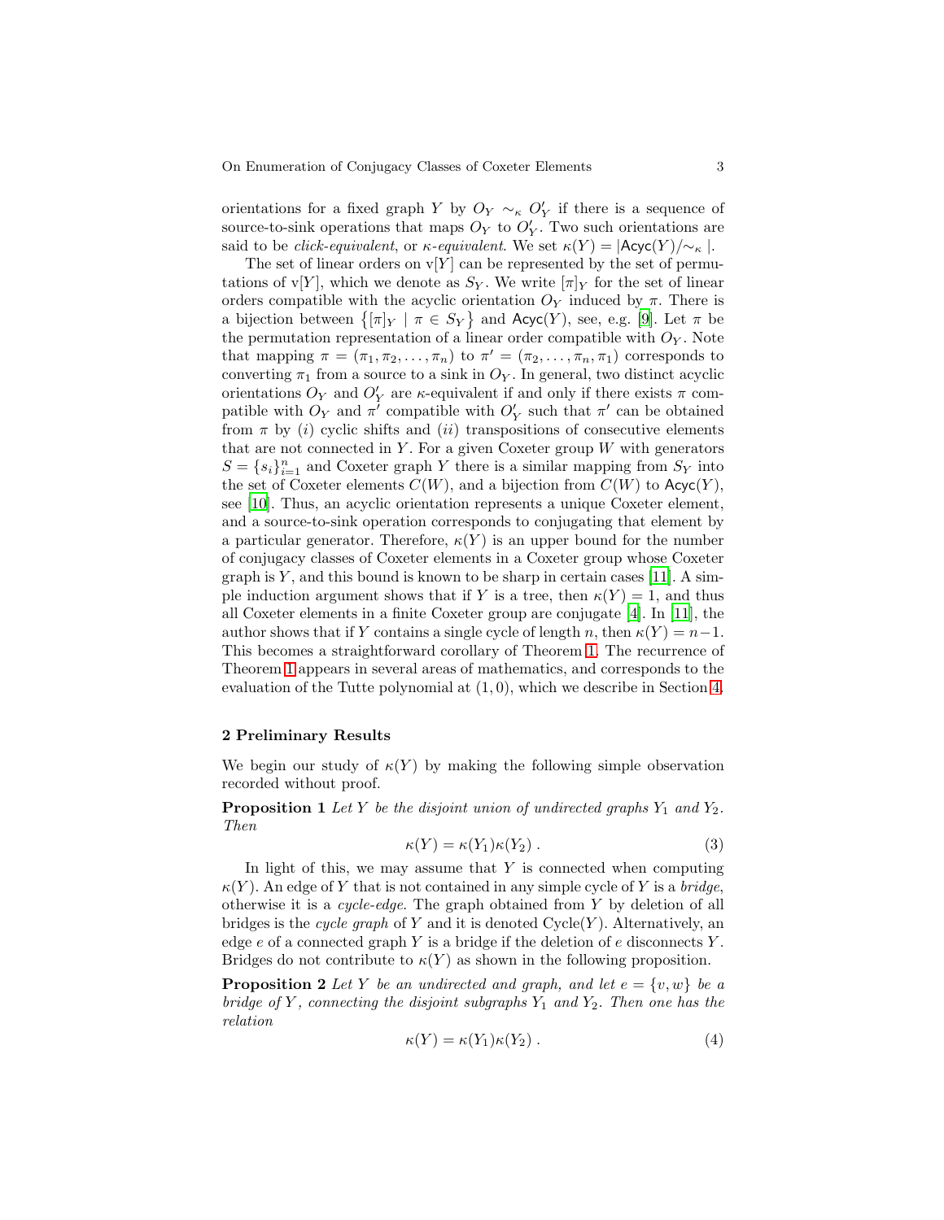orientations for a fixed graph $Y$ by $O_Y \sim_\kappa O'_Y$ if there is a sequence of source-to-sink operations that maps $O_Y$ to $O'_Y$. Two such orientations are said to be *click-equivalent*, or *$\kappa$-equivalent*. We set $\kappa(Y) = |\mathsf{Acyc}(Y)/\sim_\kappa|$.

The set of linear orders on $\mathrm{v}[Y]$ can be represented by the set of permutations of $\mathrm{v}[Y]$, which we denote as $S_Y$. We write $[\pi]_Y$ for the set of linear orders compatible with the acyclic orientation $O_Y$ induced by $\pi$. There is a bijection between $\{[\pi]_Y \mid \pi \in S_Y\}$ and $\mathsf{Acyc}(Y)$, see, e.g. [9]. Let $\pi$ be the permutation representation of a linear order compatible with $O_Y$. Note that mapping $\pi = (\pi_1, \pi_2, \ldots, \pi_n)$ to $\pi' = (\pi_2, \ldots, \pi_n, \pi_1)$ corresponds to converting $\pi_1$ from a source to a sink in $O_Y$. In general, two distinct acyclic orientations $O_Y$ and $O'_Y$ are $\kappa$-equivalent if and only if there exists $\pi$ compatible with $O_Y$ and $\pi'$ compatible with $O'_Y$ such that $\pi'$ can be obtained from $\pi$ by $(i)$ cyclic shifts and $(ii)$ transpositions of consecutive elements that are not connected in $Y$. For a given Coxeter group $W$ with generators $S = \{s_i\}_{i=1}^n$ and Coxeter graph $Y$ there is a similar mapping from $S_Y$ into the set of Coxeter elements $C(W)$, and a bijection from $C(W)$ to $\mathsf{Acyc}(Y)$, see [10]. Thus, an acyclic orientation represents a unique Coxeter element, and a source-to-sink operation corresponds to conjugating that element by a particular generator. Therefore, $\kappa(Y)$ is an upper bound for the number of conjugacy classes of Coxeter elements in a Coxeter group whose Coxeter graph is $Y$, and this bound is known to be sharp in certain cases [11]. A simple induction argument shows that if $Y$ is a tree, then $\kappa(Y) = 1$, and thus all Coxeter elements in a finite Coxeter group are conjugate [4]. In [11], the author shows that if $Y$ contains a single cycle of length $n$, then $\kappa(Y) = n-1$. This becomes a straightforward corollary of Theorem 1. The recurrence of Theorem 1 appears in several areas of mathematics, and corresponds to the evaluation of the Tutte polynomial at $(1, 0)$, which we describe in Section 4.

## 2 Preliminary Results

We begin our study of $\kappa(Y)$ by making the following simple observation recorded without proof.

**Proposition 1** *Let $Y$ be the disjoint union of undirected graphs $Y_1$ and $Y_2$. Then*

$$\kappa(Y) = \kappa(Y_1)\kappa(Y_2)\ . \tag{3}$$

In light of this, we may assume that $Y$ is connected when computing $\kappa(Y)$. An edge of $Y$ that is not contained in any simple cycle of $Y$ is a *bridge*, otherwise it is a *cycle-edge*. The graph obtained from $Y$ by deletion of all bridges is the *cycle graph* of $Y$ and it is denoted $\mathrm{Cycle}(Y)$. Alternatively, an edge $e$ of a connected graph $Y$ is a bridge if the deletion of $e$ disconnects $Y$. Bridges do not contribute to $\kappa(Y)$ as shown in the following proposition.

**Proposition 2** *Let $Y$ be an undirected and graph, and let $e = \{v, w\}$ be a bridge of $Y$, connecting the disjoint subgraphs $Y_1$ and $Y_2$. Then one has the relation*

$$\kappa(Y) = \kappa(Y_1)\kappa(Y_2)\ . \tag{4}$$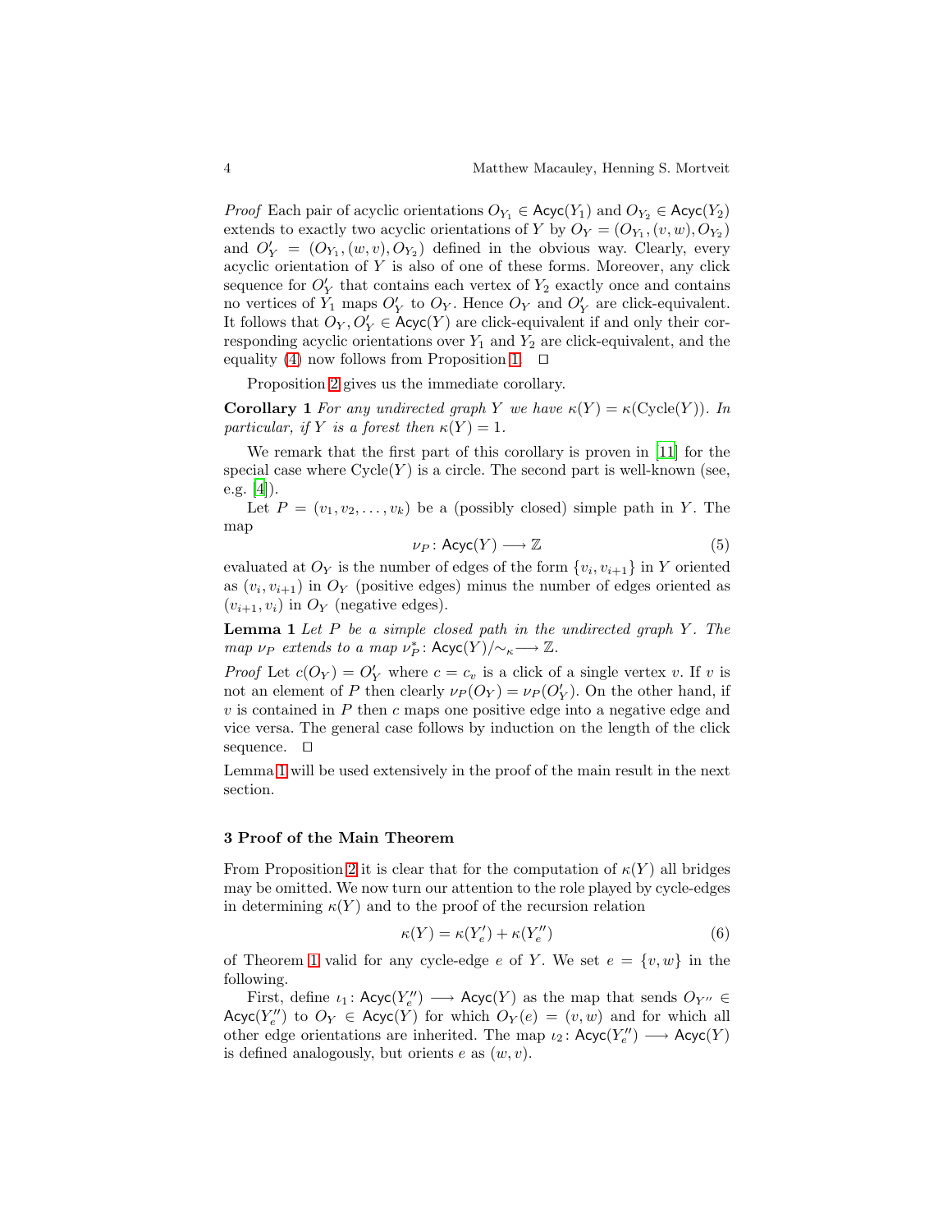*Proof* Each pair of acyclic orientations $O_{Y_1} \in \mathsf{Acyc}(Y_1)$ and $O_{Y_2} \in \mathsf{Acyc}(Y_2)$ extends to exactly two acyclic orientations of $Y$ by $O_Y = (O_{Y_1}, (v, w), O_{Y_2})$ and $O'_Y = (O_{Y_1}, (w, v), O_{Y_2})$ defined in the obvious way. Clearly, every acyclic orientation of $Y$ is also of one of these forms. Moreover, any click sequence for $O'_Y$ that contains each vertex of $Y_2$ exactly once and contains no vertices of $Y_1$ maps $O'_Y$ to $O_Y$. Hence $O_Y$ and $O'_Y$ are click-equivalent. It follows that $O_Y, O'_Y \in \mathsf{Acyc}(Y)$ are click-equivalent if and only their corresponding acyclic orientations over $Y_1$ and $Y_2$ are click-equivalent, and the equality (4) now follows from Proposition 1. $\square$

Proposition 2 gives us the immediate corollary.

**Corollary 1** *For any undirected graph $Y$ we have $\kappa(Y) = \kappa(\mathrm{Cycle}(Y))$. In particular, if $Y$ is a forest then $\kappa(Y) = 1$.*

We remark that the first part of this corollary is proven in [11] for the special case where $\mathrm{Cycle}(Y)$ is a circle. The second part is well-known (see, e.g. [4]).

Let $P = (v_1, v_2, \ldots, v_k)$ be a (possibly closed) simple path in $Y$. The map

$$\nu_P \colon \mathsf{Acyc}(Y) \longrightarrow \mathbb{Z} \tag{5}$$

evaluated at $O_Y$ is the number of edges of the form $\{v_i, v_{i+1}\}$ in $Y$ oriented as $(v_i, v_{i+1})$ in $O_Y$ (positive edges) minus the number of edges oriented as $(v_{i+1}, v_i)$ in $O_Y$ (negative edges).

**Lemma 1** *Let $P$ be a simple closed path in the undirected graph $Y$. The map $\nu_P$ extends to a map $\nu^*_P \colon \mathsf{Acyc}(Y)/\!\sim_\kappa \longrightarrow \mathbb{Z}$.*

*Proof* Let $c(O_Y) = O'_Y$ where $c = c_v$ is a click of a single vertex $v$. If $v$ is not an element of $P$ then clearly $\nu_P(O_Y) = \nu_P(O'_Y)$. On the other hand, if $v$ is contained in $P$ then $c$ maps one positive edge into a negative edge and vice versa. The general case follows by induction on the length of the click sequence. $\square$

Lemma 1 will be used extensively in the proof of the main result in the next section.

## 3 Proof of the Main Theorem

From Proposition 2 it is clear that for the computation of $\kappa(Y)$ all bridges may be omitted. We now turn our attention to the role played by cycle-edges in determining $\kappa(Y)$ and to the proof of the recursion relation

$$\kappa(Y) = \kappa(Y'_e) + \kappa(Y''_e) \tag{6}$$

of Theorem 1 valid for any cycle-edge $e$ of $Y$. We set $e = \{v, w\}$ in the following.

First, define $\iota_1 \colon \mathsf{Acyc}(Y''_e) \longrightarrow \mathsf{Acyc}(Y)$ as the map that sends $O_{Y''} \in \mathsf{Acyc}(Y''_e)$ to $O_Y \in \mathsf{Acyc}(Y)$ for which $O_Y(e) = (v, w)$ and for which all other edge orientations are inherited. The map $\iota_2 \colon \mathsf{Acyc}(Y''_e) \longrightarrow \mathsf{Acyc}(Y)$ is defined analogously, but orients $e$ as $(w, v)$.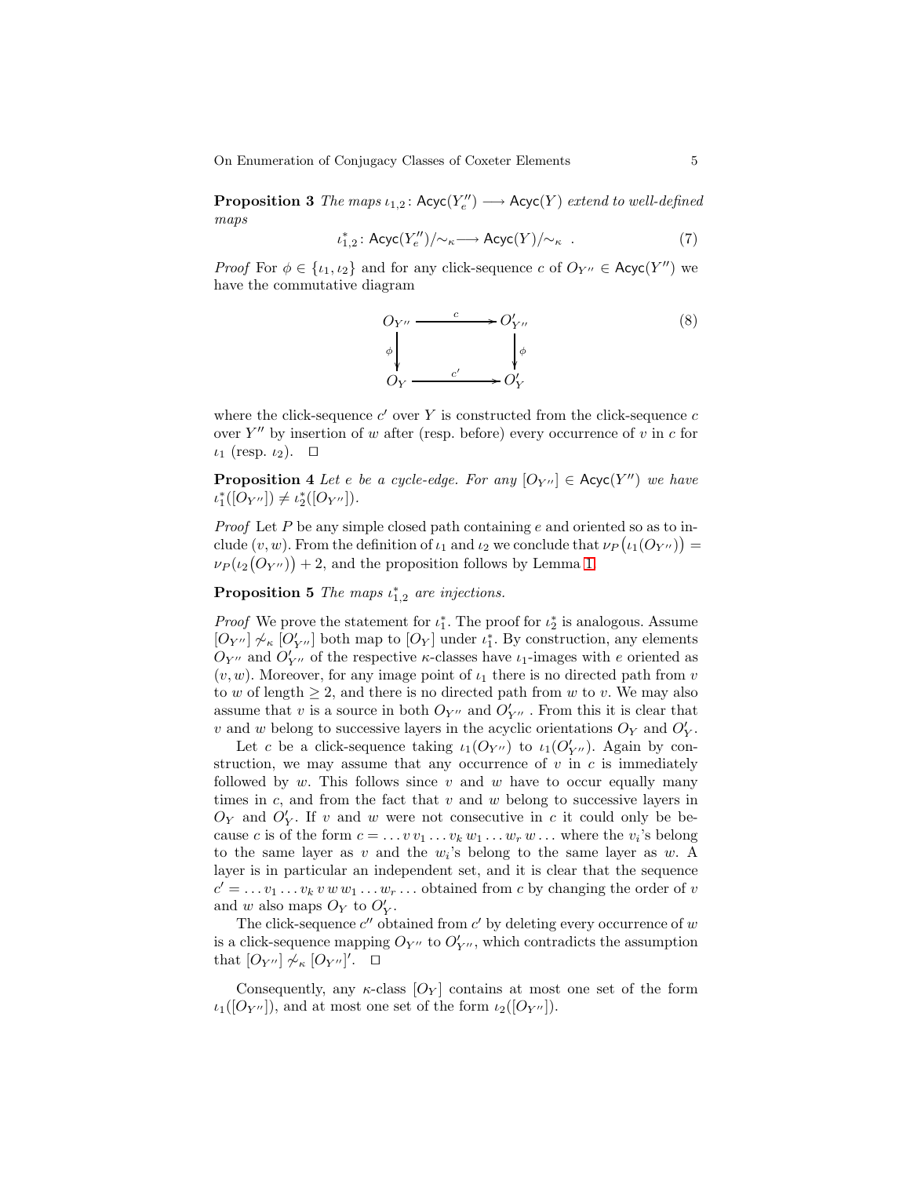**Proposition 3** *The maps* $\iota_{1,2}\colon \mathsf{Acyc}(Y''_e) \longrightarrow \mathsf{Acyc}(Y)$ *extend to well-defined maps*

$$\iota^*_{1,2}\colon \mathsf{Acyc}(Y''_e)/\!\sim_\kappa \longrightarrow \mathsf{Acyc}(Y)/\!\sim_\kappa \ . \tag{7}$$

*Proof* For $\phi \in \{\iota_1, \iota_2\}$ and for any click-sequence $c$ of $O_{Y''} \in \mathsf{Acyc}(Y'')$ we have the commutative diagram

$$\begin{array}{ccc} O_{Y''} & \xrightarrow{\ c\ } & O'_{Y''} \\ \downarrow{\scriptstyle \phi} & & \downarrow{\scriptstyle \phi} \\ O_Y & \xrightarrow{\ c'\ } & O'_Y \end{array} \tag{8}$$

where the click-sequence $c'$ over $Y$ is constructed from the click-sequence $c$ over $Y''$ by insertion of $w$ after (resp. before) every occurrence of $v$ in $c$ for $\iota_1$ (resp. $\iota_2$). $\square$

**Proposition 4** *Let $e$ be a cycle-edge. For any $[O_{Y''}] \in \mathsf{Acyc}(Y'')$ we have $\iota^*_1([O_{Y''}]) \neq \iota^*_2([O_{Y''}])$.*

*Proof* Let $P$ be any simple closed path containing $e$ and oriented so as to include $(v, w)$. From the definition of $\iota_1$ and $\iota_2$ we conclude that $\nu_P\big(\iota_1(O_{Y''})\big) = \nu_P\big(\iota_2(O_{Y''})\big) + 2$, and the proposition follows by Lemma 1.

**Proposition 5** *The maps $\iota^*_{1,2}$ are injections.*

*Proof* We prove the statement for $\iota^*_1$. The proof for $\iota^*_2$ is analogous. Assume $[O_{Y''}] \not\sim_\kappa [O'_{Y''}]$ both map to $[O_Y]$ under $\iota^*_1$. By construction, any elements $O_{Y''}$ and $O'_{Y''}$ of the respective $\kappa$-classes have $\iota_1$-images with $e$ oriented as $(v, w)$. Moreover, for any image point of $\iota_1$ there is no directed path from $v$ to $w$ of length $\geq 2$, and there is no directed path from $w$ to $v$. We may also assume that $v$ is a source in both $O_{Y''}$ and $O'_{Y''}$ . From this it is clear that $v$ and $w$ belong to successive layers in the acyclic orientations $O_Y$ and $O'_Y$.

Let $c$ be a click-sequence taking $\iota_1(O_{Y''})$ to $\iota_1(O'_{Y''})$. Again by construction, we may assume that any occurrence of $v$ in $c$ is immediately followed by $w$. This follows since $v$ and $w$ have to occur equally many times in $c$, and from the fact that $v$ and $w$ belong to successive layers in $O_Y$ and $O'_Y$. If $v$ and $w$ were not consecutive in $c$ it could only be because $c$ is of the form $c = \ldots v\, v_1 \ldots v_k\, w_1 \ldots w_r\, w \ldots$ where the $v_i$'s belong to the same layer as $v$ and the $w_i$'s belong to the same layer as $w$. A layer is in particular an independent set, and it is clear that the sequence $c' = \ldots v_1 \ldots v_k\, v\, w\, w_1 \ldots w_r \ldots$ obtained from $c$ by changing the order of $v$ and $w$ also maps $O_Y$ to $O'_Y$.

The click-sequence $c''$ obtained from $c'$ by deleting every occurrence of $w$ is a click-sequence mapping $O_{Y''}$ to $O'_{Y''}$, which contradicts the assumption that $[O_{Y''}] \not\sim_\kappa [O_{Y''}]'$. $\square$

Consequently, any $\kappa$-class $[O_Y]$ contains at most one set of the form $\iota_1([O_{Y''}])$, and at most one set of the form $\iota_2([O_{Y''}])$.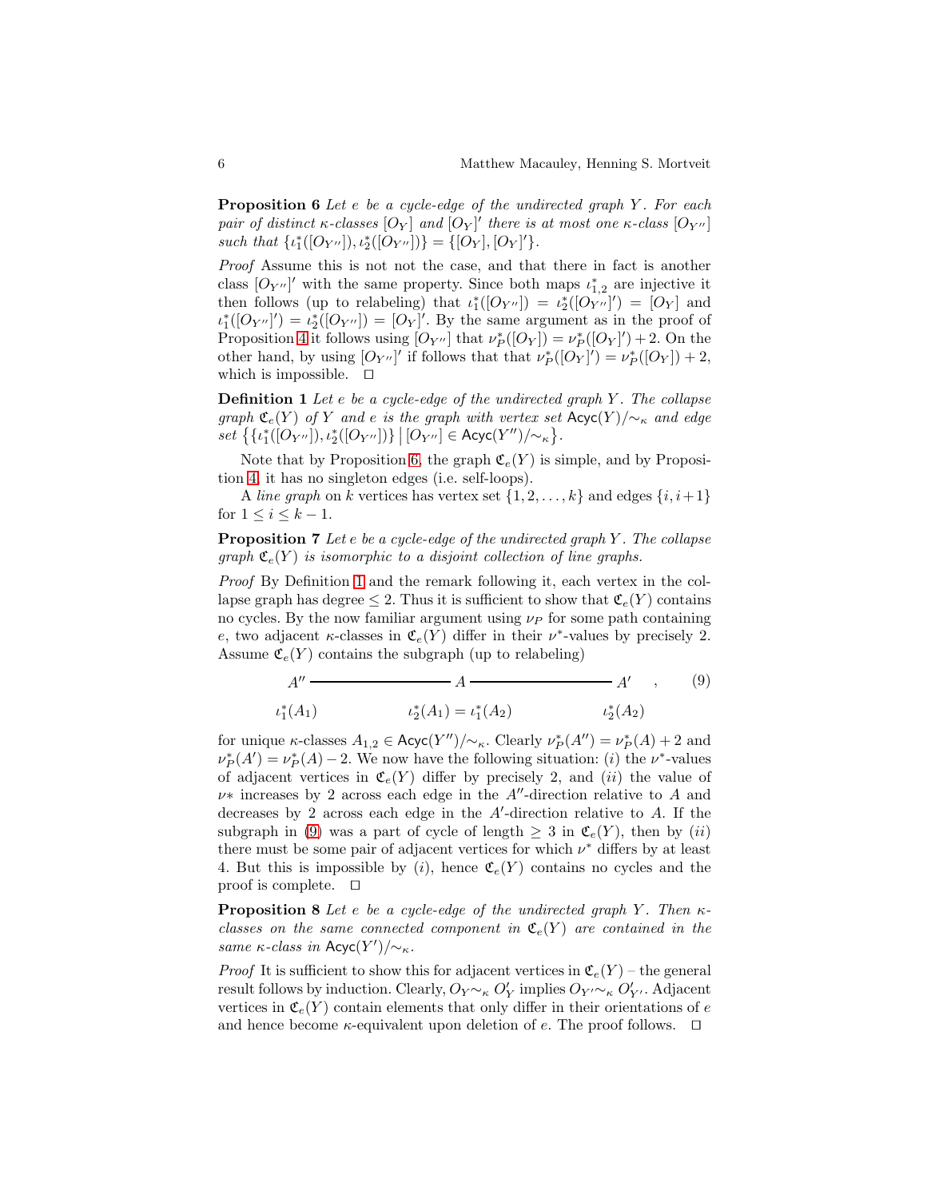**Proposition 6** *Let $e$ be a cycle-edge of the undirected graph $Y$. For each pair of distinct $\kappa$-classes $[O_Y]$ and $[O_Y]'$ there is at most one $\kappa$-class $[O_{Y''}]$ such that $\{\iota_1^*([O_{Y''}]), \iota_2^*([O_{Y''}])\} = \{[O_Y], [O_Y]'\}$.*

*Proof* Assume this is not not the case, and that there in fact is another class $[O_{Y''}]'$ with the same property. Since both maps $\iota_{1,2}^*$ are injective it then follows (up to relabeling) that $\iota_1^*([O_{Y''}]) = \iota_2^*([O_{Y''}]') = [O_Y]$ and $\iota_1^*([O_{Y''}]') = \iota_2^*([O_{Y''}]) = [O_Y]'$. By the same argument as in the proof of Proposition 4 it follows using $[O_{Y''}]$ that $\nu_P^*([O_Y]) = \nu_P^*([O_Y]') + 2$. On the other hand, by using $[O_{Y''}]'$ if follows that that $\nu_P^*([O_Y]') = \nu_P^*([O_Y]) + 2$, which is impossible. $\square$

**Definition 1** *Let $e$ be a cycle-edge of the undirected graph $Y$. The collapse graph $\mathfrak{C}_e(Y)$ of $Y$ and $e$ is the graph with vertex set $\mathsf{Acyc}(Y)/\sim_\kappa$ and edge set $\big\{\{\iota_1^*([O_{Y''}]), \iota_2^*([O_{Y''}])\} \,\big|\, [O_{Y''}] \in \mathsf{Acyc}(Y'')/\sim_\kappa\big\}$.*

Note that by Proposition 6, the graph $\mathfrak{C}_e(Y)$ is simple, and by Proposition 4, it has no singleton edges (i.e. self-loops).

A *line graph* on $k$ vertices has vertex set $\{1, 2, \ldots, k\}$ and edges $\{i, i+1\}$ for $1 \leq i \leq k-1$.

**Proposition 7** *Let $e$ be a cycle-edge of the undirected graph $Y$. The collapse graph $\mathfrak{C}_e(Y)$ is isomorphic to a disjoint collection of line graphs.*

*Proof* By Definition 1 and the remark following it, each vertex in the collapse graph has degree $\leq 2$. Thus it is sufficient to show that $\mathfrak{C}_e(Y)$ contains no cycles. By the now familiar argument using $\nu_P$ for some path containing $e$, two adjacent $\kappa$-classes in $\mathfrak{C}_e(Y)$ differ in their $\nu^*$-values by precisely 2. Assume $\mathfrak{C}_e(Y)$ contains the subgraph (up to relabeling)

$$\underset{\iota_1^*(A_1)}{A''} \;\text{———}\; \underset{\iota_2^*(A_1) = \iota_1^*(A_2)}{A} \;\text{———}\; \underset{\iota_2^*(A_2)}{A'} \quad , \tag{9}$$

for unique $\kappa$-classes $A_{1,2} \in \mathsf{Acyc}(Y'')/\sim_\kappa$. Clearly $\nu_P^*(A'') = \nu_P^*(A) + 2$ and $\nu_P^*(A') = \nu_P^*(A) - 2$. We now have the following situation: $(i)$ the $\nu^*$-values of adjacent vertices in $\mathfrak{C}_e(Y)$ differ by precisely 2, and $(ii)$ the value of $\nu*$ increases by 2 across each edge in the $A''$-direction relative to $A$ and decreases by 2 across each edge in the $A'$-direction relative to $A$. If the subgraph in (9) was a part of cycle of length $\geq 3$ in $\mathfrak{C}_e(Y)$, then by $(ii)$ there must be some pair of adjacent vertices for which $\nu^*$ differs by at least 4. But this is impossible by $(i)$, hence $\mathfrak{C}_e(Y)$ contains no cycles and the proof is complete. $\square$

**Proposition 8** *Let $e$ be a cycle-edge of the undirected graph $Y$. Then $\kappa$-classes on the same connected component in $\mathfrak{C}_e(Y)$ are contained in the same $\kappa$-class in $\mathsf{Acyc}(Y')/\sim_\kappa$.*

*Proof* It is sufficient to show this for adjacent vertices in $\mathfrak{C}_e(Y)$ – the general result follows by induction. Clearly, $O_Y \sim_\kappa O_Y'$ implies $O_{Y'} \sim_\kappa O_{Y'}'$. Adjacent vertices in $\mathfrak{C}_e(Y)$ contain elements that only differ in their orientations of $e$ and hence become $\kappa$-equivalent upon deletion of $e$. The proof follows. $\square$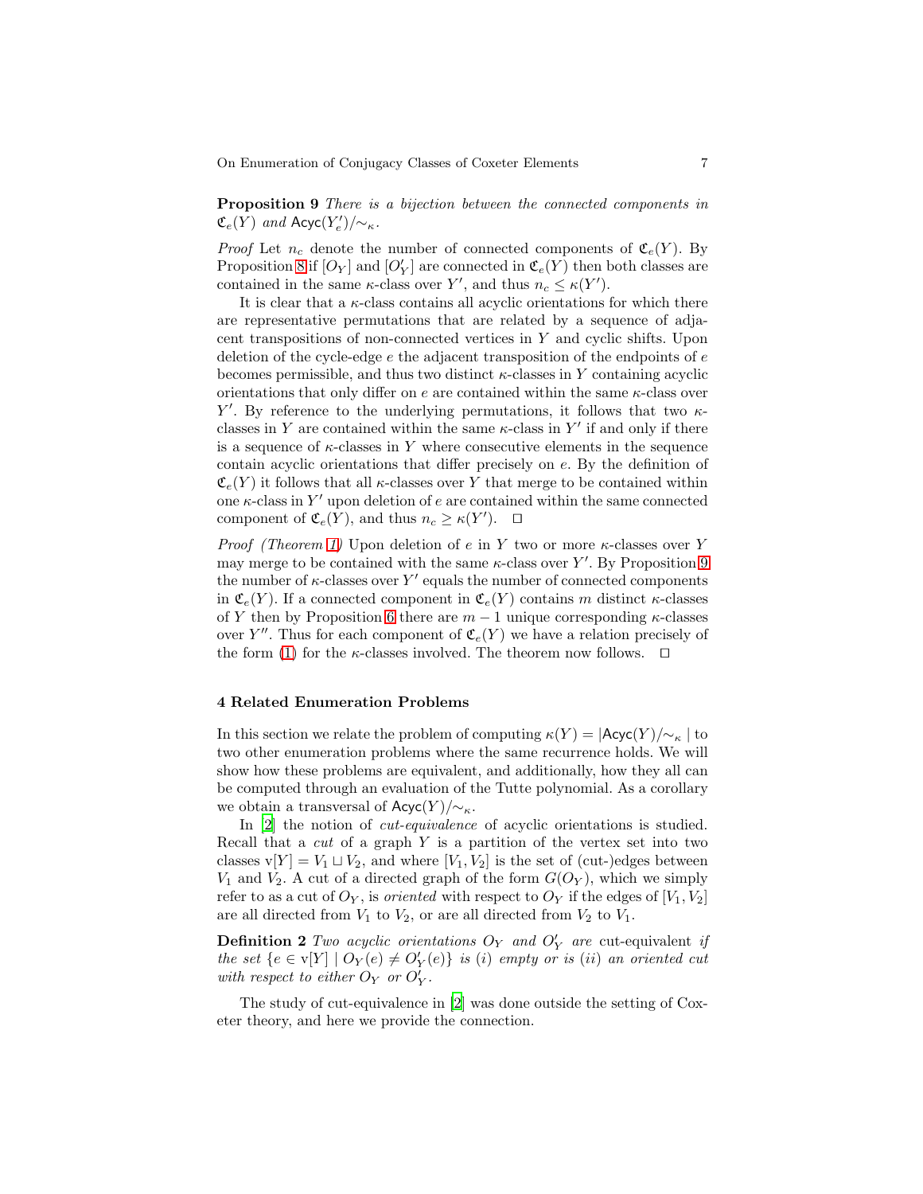**Proposition 9** *There is a bijection between the connected components in $\mathfrak{C}_e(Y)$ and $\mathsf{Acyc}(Y'_e)/\sim_\kappa$.*

*Proof* Let $n_c$ denote the number of connected components of $\mathfrak{C}_e(Y)$. By Proposition 8 if $[O_Y]$ and $[O'_Y]$ are connected in $\mathfrak{C}_e(Y)$ then both classes are contained in the same $\kappa$-class over $Y'$, and thus $n_c \leq \kappa(Y')$.

It is clear that a $\kappa$-class contains all acyclic orientations for which there are representative permutations that are related by a sequence of adjacent transpositions of non-connected vertices in $Y$ and cyclic shifts. Upon deletion of the cycle-edge $e$ the adjacent transposition of the endpoints of $e$ becomes permissible, and thus two distinct $\kappa$-classes in $Y$ containing acyclic orientations that only differ on $e$ are contained within the same $\kappa$-class over $Y'$. By reference to the underlying permutations, it follows that two $\kappa$-classes in $Y$ are contained within the same $\kappa$-class in $Y'$ if and only if there is a sequence of $\kappa$-classes in $Y$ where consecutive elements in the sequence contain acyclic orientations that differ precisely on $e$. By the definition of $\mathfrak{C}_e(Y)$ it follows that all $\kappa$-classes over $Y$ that merge to be contained within one $\kappa$-class in $Y'$ upon deletion of $e$ are contained within the same connected component of $\mathfrak{C}_e(Y)$, and thus $n_c \geq \kappa(Y')$. $\square$

*Proof (Theorem 1)* Upon deletion of $e$ in $Y$ two or more $\kappa$-classes over $Y$ may merge to be contained with the same $\kappa$-class over $Y'$. By Proposition 9 the number of $\kappa$-classes over $Y'$ equals the number of connected components in $\mathfrak{C}_e(Y)$. If a connected component in $\mathfrak{C}_e(Y)$ contains $m$ distinct $\kappa$-classes of $Y$ then by Proposition 6 there are $m-1$ unique corresponding $\kappa$-classes over $Y''$. Thus for each component of $\mathfrak{C}_e(Y)$ we have a relation precisely of the form (1) for the $\kappa$-classes involved. The theorem now follows. $\square$

## 4 Related Enumeration Problems

In this section we relate the problem of computing $\kappa(Y) = |\mathsf{Acyc}(Y)/\sim_\kappa|$ to two other enumeration problems where the same recurrence holds. We will show how these problems are equivalent, and additionally, how they all can be computed through an evaluation of the Tutte polynomial. As a corollary we obtain a transversal of $\mathsf{Acyc}(Y)/\sim_\kappa$.

In [2] the notion of *cut-equivalence* of acyclic orientations is studied. Recall that a *cut* of a graph $Y$ is a partition of the vertex set into two classes $\mathrm{v}[Y] = V_1 \sqcup V_2$, and where $[V_1, V_2]$ is the set of (cut-)edges between $V_1$ and $V_2$. A cut of a directed graph of the form $G(O_Y)$, which we simply refer to as a cut of $O_Y$, is *oriented* with respect to $O_Y$ if the edges of $[V_1, V_2]$ are all directed from $V_1$ to $V_2$, or are all directed from $V_2$ to $V_1$.

**Definition 2** *Two acyclic orientations $O_Y$ and $O'_Y$ are* cut-equivalent *if the set $\{e \in \mathrm{v}[Y] \mid O_Y(e) \neq O'_Y(e)\}$ is (i) empty or is (ii) an oriented cut with respect to either $O_Y$ or $O'_Y$.*

The study of cut-equivalence in [2] was done outside the setting of Coxeter theory, and here we provide the connection.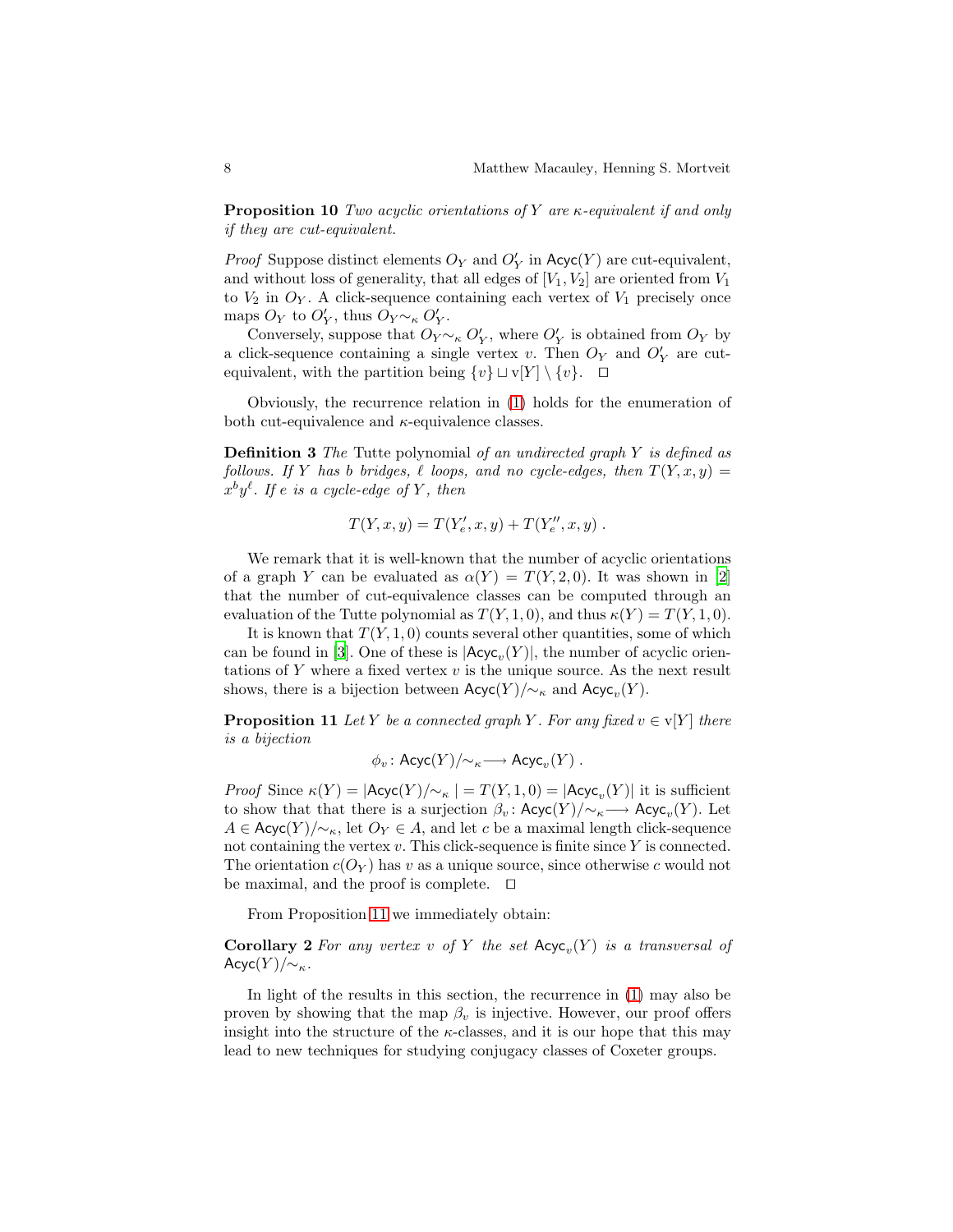**Proposition 10** *Two acyclic orientations of $Y$ are $\kappa$-equivalent if and only if they are cut-equivalent.*

*Proof* Suppose distinct elements $O_Y$ and $O'_Y$ in $\mathsf{Acyc}(Y)$ are cut-equivalent, and without loss of generality, that all edges of $[V_1, V_2]$ are oriented from $V_1$ to $V_2$ in $O_Y$. A click-sequence containing each vertex of $V_1$ precisely once maps $O_Y$ to $O'_Y$, thus $O_Y \sim_\kappa O'_Y$.

Conversely, suppose that $O_Y \sim_\kappa O'_Y$, where $O'_Y$ is obtained from $O_Y$ by a click-sequence containing a single vertex $v$. Then $O_Y$ and $O'_Y$ are cut-equivalent, with the partition being $\{v\} \sqcup \mathrm{v}[Y] \setminus \{v\}$. $\square$

Obviously, the recurrence relation in (1) holds for the enumeration of both cut-equivalence and $\kappa$-equivalence classes.

**Definition 3** *The* Tutte polynomial *of an undirected graph $Y$ is defined as follows. If $Y$ has $b$ bridges, $\ell$ loops, and no cycle-edges, then $T(Y, x, y) = x^b y^\ell$. If $e$ is a cycle-edge of $Y$, then*

$$T(Y, x, y) = T(Y'_e, x, y) + T(Y''_e, x, y) \; .$$

We remark that it is well-known that the number of acyclic orientations of a graph $Y$ can be evaluated as $\alpha(Y) = T(Y, 2, 0)$. It was shown in [2] that the number of cut-equivalence classes can be computed through an evaluation of the Tutte polynomial as $T(Y, 1, 0)$, and thus $\kappa(Y) = T(Y, 1, 0)$.

It is known that $T(Y, 1, 0)$ counts several other quantities, some of which can be found in [3]. One of these is $|\mathsf{Acyc}_v(Y)|$, the number of acyclic orientations of $Y$ where a fixed vertex $v$ is the unique source. As the next result shows, there is a bijection between $\mathsf{Acyc}(Y)/{\sim_\kappa}$ and $\mathsf{Acyc}_v(Y)$.

**Proposition 11** *Let $Y$ be a connected graph $Y$. For any fixed $v \in \mathrm{v}[Y]$ there is a bijection*

$$\phi_v \colon \mathsf{Acyc}(Y)/{\sim_\kappa} \longrightarrow \mathsf{Acyc}_v(Y) \; .$$

*Proof* Since $\kappa(Y) = |\mathsf{Acyc}(Y)/{\sim_\kappa}| = T(Y, 1, 0) = |\mathsf{Acyc}_v(Y)|$ it is sufficient to show that that there is a surjection $\beta_v \colon \mathsf{Acyc}(Y)/{\sim_\kappa} \longrightarrow \mathsf{Acyc}_v(Y)$. Let $A \in \mathsf{Acyc}(Y)/{\sim_\kappa}$, let $O_Y \in A$, and let $c$ be a maximal length click-sequence not containing the vertex $v$. This click-sequence is finite since $Y$ is connected. The orientation $c(O_Y)$ has $v$ as a unique source, since otherwise $c$ would not be maximal, and the proof is complete. $\square$

From Proposition 11 we immediately obtain:

**Corollary 2** *For any vertex $v$ of $Y$ the set $\mathsf{Acyc}_v(Y)$ is a transversal of $\mathsf{Acyc}(Y)/{\sim_\kappa}$.*

In light of the results in this section, the recurrence in (1) may also be proven by showing that the map $\beta_v$ is injective. However, our proof offers insight into the structure of the $\kappa$-classes, and it is our hope that this may lead to new techniques for studying conjugacy classes of Coxeter groups.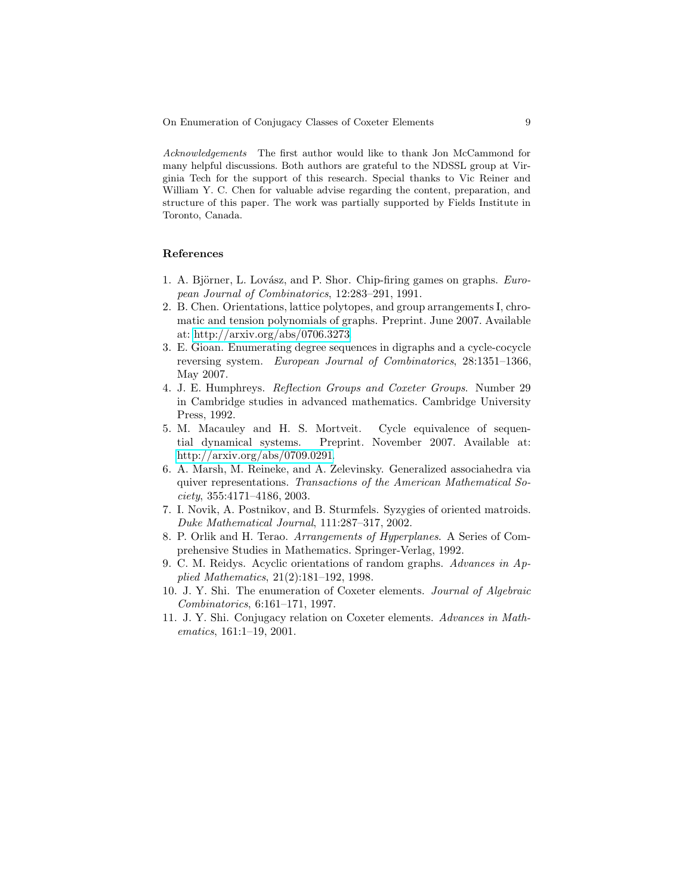*Acknowledgements* The first author would like to thank Jon McCammond for many helpful discussions. Both authors are grateful to the NDSSL group at Virginia Tech for the support of this research. Special thanks to Vic Reiner and William Y. C. Chen for valuable advise regarding the content, preparation, and structure of this paper. The work was partially supported by Fields Institute in Toronto, Canada.

## References

1. A. Björner, L. Lovász, and P. Shor. Chip-firing games on graphs. *European Journal of Combinatorics*, 12:283–291, 1991.
2. B. Chen. Orientations, lattice polytopes, and group arrangements I, chromatic and tension polynomials of graphs. Preprint. June 2007. Available at: http://arxiv.org/abs/0706.3273.
3. E. Gioan. Enumerating degree sequences in digraphs and a cycle-cocycle reversing system. *European Journal of Combinatorics*, 28:1351–1366, May 2007.
4. J. E. Humphreys. *Reflection Groups and Coxeter Groups*. Number 29 in Cambridge studies in advanced mathematics. Cambridge University Press, 1992.
5. M. Macauley and H. S. Mortveit. Cycle equivalence of sequential dynamical systems. Preprint. November 2007. Available at: http://arxiv.org/abs/0709.0291.
6. A. Marsh, M. Reineke, and A. Zelevinsky. Generalized associahedra via quiver representations. *Transactions of the American Mathematical Society*, 355:4171–4186, 2003.
7. I. Novik, A. Postnikov, and B. Sturmfels. Syzygies of oriented matroids. *Duke Mathematical Journal*, 111:287–317, 2002.
8. P. Orlik and H. Terao. *Arrangements of Hyperplanes.* A Series of Comprehensive Studies in Mathematics. Springer-Verlag, 1992.
9. C. M. Reidys. Acyclic orientations of random graphs. *Advances in Applied Mathematics*, 21(2):181–192, 1998.
10. J. Y. Shi. The enumeration of Coxeter elements. *Journal of Algebraic Combinatorics*, 6:161–171, 1997.
11. J. Y. Shi. Conjugacy relation on Coxeter elements. *Advances in Mathematics*, 161:1–19, 2001.